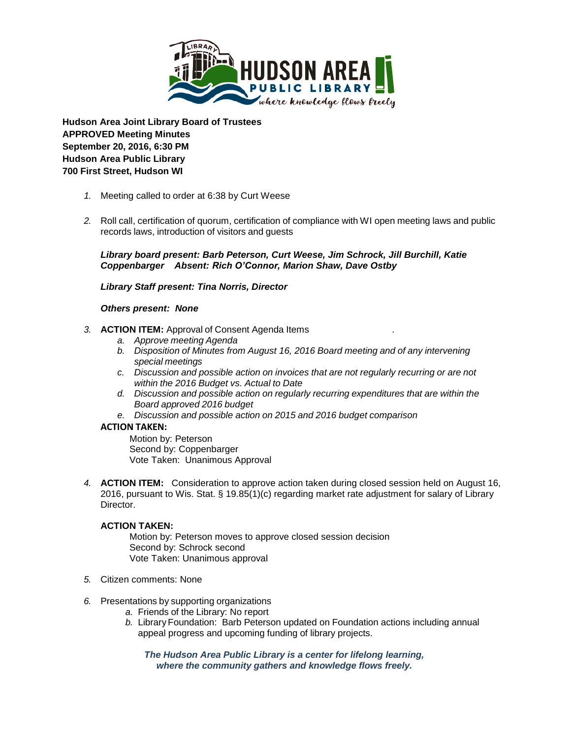**Hudson Area Joint Library Board of Trustees**
**APPROVED Meeting Minutes**
**September 20, 2016, 6:30 PM**
**Hudson Area Public Library**
**700 First Street, Hudson WI**

1. Meeting called to order at 6:38 by Curt Weese

2. Roll call, certification of quorum, certification of compliance with WI open meeting laws and public records laws, introduction of visitors and guests

   ***Library board present: Barb Peterson, Curt Weese, Jim Schrock, Jill Burchill, Katie Coppenbarger Absent: Rich O'Connor, Marion Shaw, Dave Ostby***

   ***Library Staff present: Tina Norris, Director***

   ***Others present: None***

3. **ACTION ITEM:** Approval of Consent Agenda Items .
   a. *Approve meeting Agenda*
   b. *Disposition of Minutes from August 16, 2016 Board meeting and of any intervening special meetings*
   c. *Discussion and possible action on invoices that are not regularly recurring or are not within the 2016 Budget vs. Actual to Date*
   d. *Discussion and possible action on regularly recurring expenditures that are within the Board approved 2016 budget*
   e. *Discussion and possible action on 2015 and 2016 budget comparison*

   **ACTION TAKEN:**

   Motion by: Peterson
   Second by: Coppenbarger
   Vote Taken: Unanimous Approval

4. **ACTION ITEM:** Consideration to approve action taken during closed session held on August 16, 2016, pursuant to Wis. Stat. § 19.85(1)(c) regarding market rate adjustment for salary of Library Director.

   **ACTION TAKEN:**

   Motion by: Peterson moves to approve closed session decision
   Second by: Schrock second
   Vote Taken: Unanimous approval

5. Citizen comments: None

6. Presentations by supporting organizations
   a. Friends of the Library: No report
   b. Library Foundation: Barb Peterson updated on Foundation actions including annual appeal progress and upcoming funding of library projects.

***The Hudson Area Public Library is a center for lifelong learning, where the community gathers and knowledge flows freely.***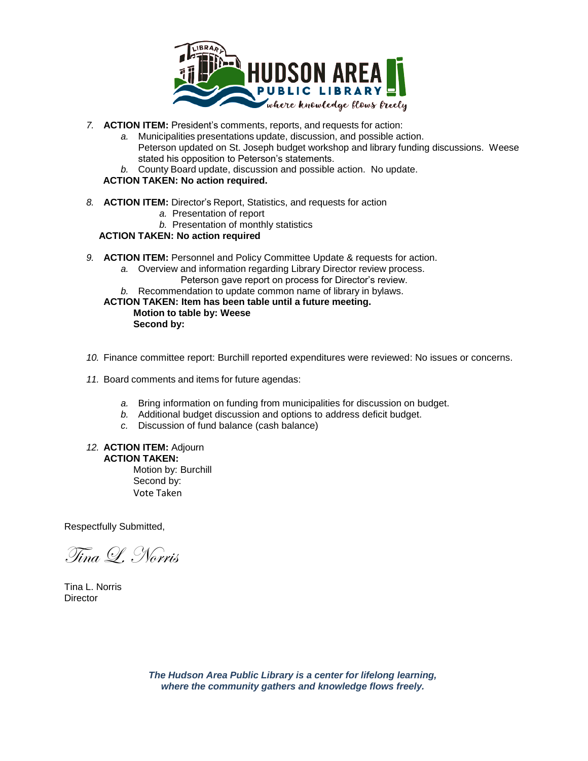7. **ACTION ITEM:** President's comments, reports, and requests for action:
   a. Municipalities presentations update, discussion, and possible action.
   Peterson updated on St. Joseph budget workshop and library funding discussions. Weese stated his opposition to Peterson's statements.
   b. County Board update, discussion and possible action. No update.

   **ACTION TAKEN: No action required.**

8. **ACTION ITEM:** Director's Report, Statistics, and requests for action
   a. Presentation of report
   b. Presentation of monthly statistics

   **ACTION TAKEN: No action required**

9. **ACTION ITEM:** Personnel and Policy Committee Update & requests for action.
   a. Overview and information regarding Library Director review process.
   Peterson gave report on process for Director's review.
   b. Recommendation to update common name of library in bylaws.

   **ACTION TAKEN: Item has been table until a future meeting.**
   **Motion to table by: Weese**
   **Second by:**

10. Finance committee report: Burchill reported expenditures were reviewed: No issues or concerns.

11. Board comments and items for future agendas:
    a. Bring information on funding from municipalities for discussion on budget.
    b. Additional budget discussion and options to address deficit budget.
    c. Discussion of fund balance (cash balance)

12. **ACTION ITEM:** Adjourn
    **ACTION TAKEN:**
    Motion by: Burchill
    Second by:
    Vote Taken

Respectfully Submitted,

*Tina L. Norris*

Tina L. Norris
Director

***The Hudson Area Public Library is a center for lifelong learning, where the community gathers and knowledge flows freely.***